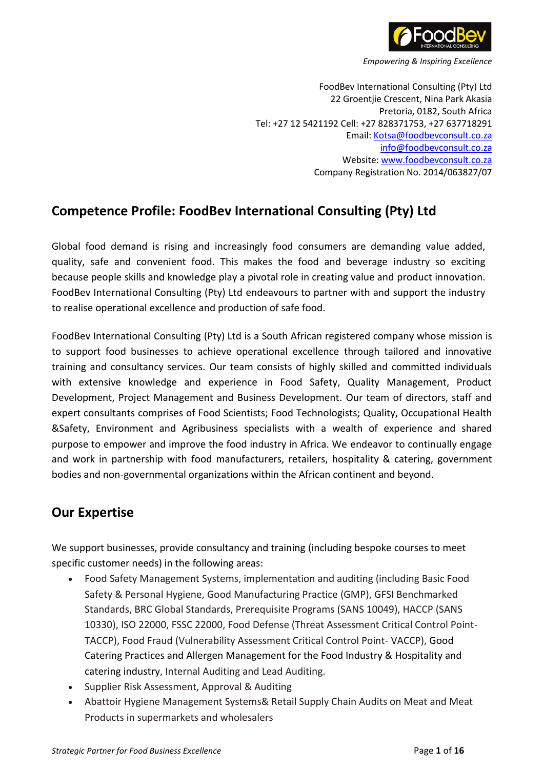*Empowering & Inspiring Excellence*

FoodBev International Consulting (Pty) Ltd
22 Groentjie Crescent, Nina Park Akasia
Pretoria, 0182, South Africa
Tel: +27 12 5421192 Cell: +27 828371753, +27 637718291
Email: Kotsa@foodbevconsult.co.za
info@foodbevconsult.co.za
Website: www.foodbevconsult.co.za
Company Registration No. 2014/063827/07

## Competence Profile: FoodBev International Consulting (Pty) Ltd

Global food demand is rising and increasingly food consumers are demanding value added, quality, safe and convenient food. This makes the food and beverage industry so exciting because people skills and knowledge play a pivotal role in creating value and product innovation. FoodBev International Consulting (Pty) Ltd endeavours to partner with and support the industry to realise operational excellence and production of safe food.

FoodBev International Consulting (Pty) Ltd is a South African registered company whose mission is to support food businesses to achieve operational excellence through tailored and innovative training and consultancy services. Our team consists of highly skilled and committed individuals with extensive knowledge and experience in Food Safety, Quality Management, Product Development, Project Management and Business Development. Our team of directors, staff and expert consultants comprises of Food Scientists; Food Technologists; Quality, Occupational Health &Safety, Environment and Agribusiness specialists with a wealth of experience and shared purpose to empower and improve the food industry in Africa. We endeavor to continually engage and work in partnership with food manufacturers, retailers, hospitality & catering, government bodies and non-governmental organizations within the African continent and beyond.

## Our Expertise

We support businesses, provide consultancy and training (including bespoke courses to meet specific customer needs) in the following areas:

- Food Safety Management Systems, implementation and auditing (including Basic Food Safety & Personal Hygiene, Good Manufacturing Practice (GMP), GFSI Benchmarked Standards, BRC Global Standards, Prerequisite Programs (SANS 10049), HACCP (SANS 10330), ISO 22000, FSSC 22000, Food Defense (Threat Assessment Critical Control Point- TACCP), Food Fraud (Vulnerability Assessment Critical Control Point- VACCP), Good Catering Practices and Allergen Management for the Food Industry & Hospitality and catering industry, Internal Auditing and Lead Auditing.
- Supplier Risk Assessment, Approval & Auditing
- Abattoir Hygiene Management Systems& Retail Supply Chain Audits on Meat and Meat Products in supermarkets and wholesalers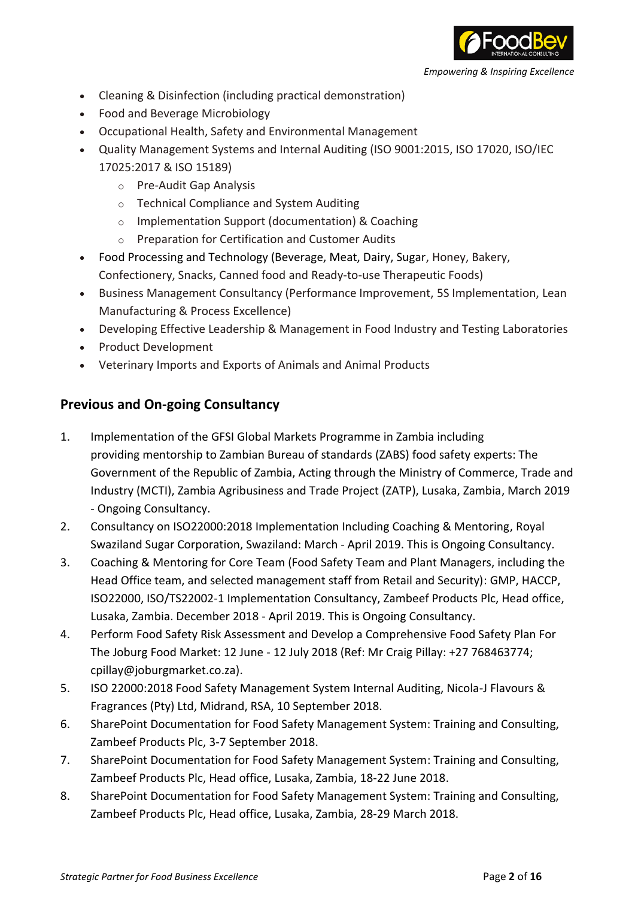- Cleaning & Disinfection (including practical demonstration)
- Food and Beverage Microbiology
- Occupational Health, Safety and Environmental Management
- Quality Management Systems and Internal Auditing (ISO 9001:2015, ISO 17020, ISO/IEC 17025:2017 & ISO 15189)
    - Pre-Audit Gap Analysis
    - Technical Compliance and System Auditing
    - Implementation Support (documentation) & Coaching
    - Preparation for Certification and Customer Audits
- Food Processing and Technology (Beverage, Meat, Dairy, Sugar, Honey, Bakery, Confectionery, Snacks, Canned food and Ready-to-use Therapeutic Foods)
- Business Management Consultancy (Performance Improvement, 5S Implementation, Lean Manufacturing & Process Excellence)
- Developing Effective Leadership & Management in Food Industry and Testing Laboratories
- Product Development
- Veterinary Imports and Exports of Animals and Animal Products

## Previous and On-going Consultancy

1. Implementation of the GFSI Global Markets Programme in Zambia including providing mentorship to Zambian Bureau of standards (ZABS) food safety experts: The Government of the Republic of Zambia, Acting through the Ministry of Commerce, Trade and Industry (MCTI), Zambia Agribusiness and Trade Project (ZATP), Lusaka, Zambia, March 2019 - Ongoing Consultancy.
2. Consultancy on ISO22000:2018 Implementation Including Coaching & Mentoring, Royal Swaziland Sugar Corporation, Swaziland: March - April 2019. This is Ongoing Consultancy.
3. Coaching & Mentoring for Core Team (Food Safety Team and Plant Managers, including the Head Office team, and selected management staff from Retail and Security): GMP, HACCP, ISO22000, ISO/TS22002-1 Implementation Consultancy, Zambeef Products Plc, Head office, Lusaka, Zambia. December 2018 - April 2019. This is Ongoing Consultancy.
4. Perform Food Safety Risk Assessment and Develop a Comprehensive Food Safety Plan For The Joburg Food Market: 12 June - 12 July 2018 (Ref: Mr Craig Pillay: +27 768463774; cpillay@joburgmarket.co.za).
5. ISO 22000:2018 Food Safety Management System Internal Auditing, Nicola-J Flavours & Fragrances (Pty) Ltd, Midrand, RSA, 10 September 2018.
6. SharePoint Documentation for Food Safety Management System: Training and Consulting, Zambeef Products Plc, 3-7 September 2018.
7. SharePoint Documentation for Food Safety Management System: Training and Consulting, Zambeef Products Plc, Head office, Lusaka, Zambia, 18-22 June 2018.
8. SharePoint Documentation for Food Safety Management System: Training and Consulting, Zambeef Products Plc, Head office, Lusaka, Zambia, 28-29 March 2018.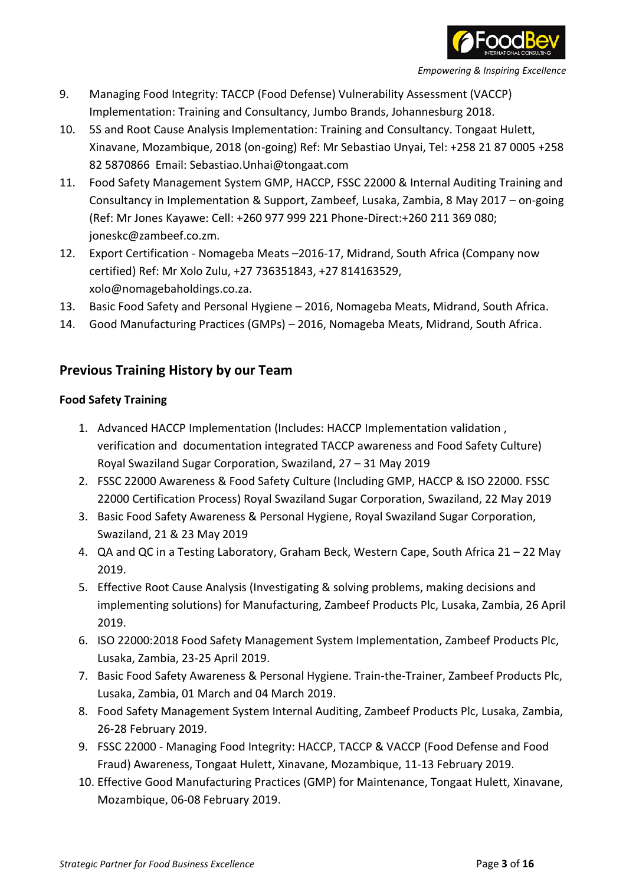9. Managing Food Integrity: TACCP (Food Defense) Vulnerability Assessment (VACCP) Implementation: Training and Consultancy, Jumbo Brands, Johannesburg 2018.
10. 5S and Root Cause Analysis Implementation: Training and Consultancy. Tongaat Hulett, Xinavane, Mozambique, 2018 (on-going) Ref: Mr Sebastiao Unyai, Tel: +258 21 87 0005 +258 82 5870866 Email: Sebastiao.Unhai@tongaat.com
11. Food Safety Management System GMP, HACCP, FSSC 22000 & Internal Auditing Training and Consultancy in Implementation & Support, Zambeef, Lusaka, Zambia, 8 May 2017 – on-going (Ref: Mr Jones Kayawe: Cell: +260 977 999 221 Phone-Direct:+260 211 369 080; joneskc@zambeef.co.zm.
12. Export Certification - Nomageba Meats –2016-17, Midrand, South Africa (Company now certified) Ref: Mr Xolo Zulu, +27 736351843, +27 814163529, xolo@nomagebaholdings.co.za.
13. Basic Food Safety and Personal Hygiene – 2016, Nomageba Meats, Midrand, South Africa.
14. Good Manufacturing Practices (GMPs) – 2016, Nomageba Meats, Midrand, South Africa.

## Previous Training History by our Team

### Food Safety Training

1. Advanced HACCP Implementation (Includes: HACCP Implementation validation , verification and documentation integrated TACCP awareness and Food Safety Culture) Royal Swaziland Sugar Corporation, Swaziland, 27 – 31 May 2019
2. FSSC 22000 Awareness & Food Safety Culture (Including GMP, HACCP & ISO 22000. FSSC 22000 Certification Process) Royal Swaziland Sugar Corporation, Swaziland, 22 May 2019
3. Basic Food Safety Awareness & Personal Hygiene, Royal Swaziland Sugar Corporation, Swaziland, 21 & 23 May 2019
4. QA and QC in a Testing Laboratory, Graham Beck, Western Cape, South Africa 21 – 22 May 2019.
5. Effective Root Cause Analysis (Investigating & solving problems, making decisions and implementing solutions) for Manufacturing, Zambeef Products Plc, Lusaka, Zambia, 26 April 2019.
6. ISO 22000:2018 Food Safety Management System Implementation, Zambeef Products Plc, Lusaka, Zambia, 23-25 April 2019.
7. Basic Food Safety Awareness & Personal Hygiene. Train-the-Trainer, Zambeef Products Plc, Lusaka, Zambia, 01 March and 04 March 2019.
8. Food Safety Management System Internal Auditing, Zambeef Products Plc, Lusaka, Zambia, 26-28 February 2019.
9. FSSC 22000 - Managing Food Integrity: HACCP, TACCP & VACCP (Food Defense and Food Fraud) Awareness, Tongaat Hulett, Xinavane, Mozambique, 11-13 February 2019.
10. Effective Good Manufacturing Practices (GMP) for Maintenance, Tongaat Hulett, Xinavane, Mozambique, 06-08 February 2019.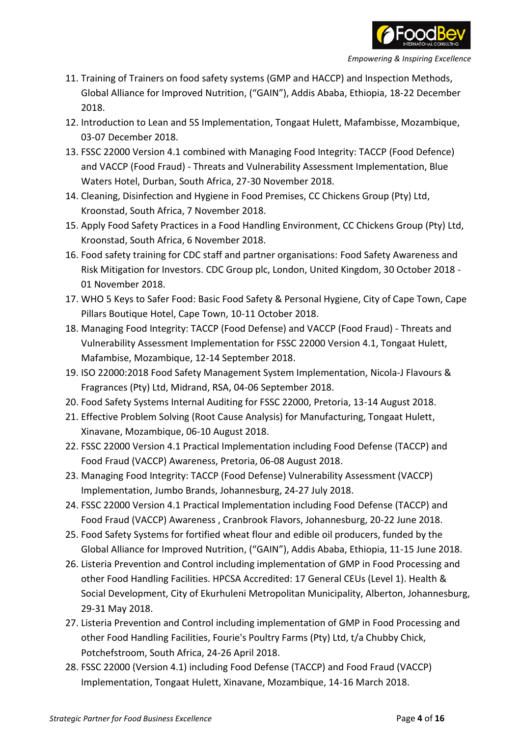11. Training of Trainers on food safety systems (GMP and HACCP) and Inspection Methods, Global Alliance for Improved Nutrition, ("GAIN"), Addis Ababa, Ethiopia, 18-22 December 2018.
12. Introduction to Lean and 5S Implementation, Tongaat Hulett, Mafambisse, Mozambique, 03-07 December 2018.
13. FSSC 22000 Version 4.1 combined with Managing Food Integrity: TACCP (Food Defence) and VACCP (Food Fraud) - Threats and Vulnerability Assessment Implementation, Blue Waters Hotel, Durban, South Africa, 27-30 November 2018.
14. Cleaning, Disinfection and Hygiene in Food Premises, CC Chickens Group (Pty) Ltd, Kroonstad, South Africa, 7 November 2018.
15. Apply Food Safety Practices in a Food Handling Environment, CC Chickens Group (Pty) Ltd, Kroonstad, South Africa, 6 November 2018.
16. Food safety training for CDC staff and partner organisations: Food Safety Awareness and Risk Mitigation for Investors. CDC Group plc, London, United Kingdom, 30 October 2018 - 01 November 2018.
17. WHO 5 Keys to Safer Food: Basic Food Safety & Personal Hygiene, City of Cape Town, Cape Pillars Boutique Hotel, Cape Town, 10-11 October 2018.
18. Managing Food Integrity: TACCP (Food Defense) and VACCP (Food Fraud) - Threats and Vulnerability Assessment Implementation for FSSC 22000 Version 4.1, Tongaat Hulett, Mafambise, Mozambique, 12-14 September 2018.
19. ISO 22000:2018 Food Safety Management System Implementation, Nicola-J Flavours & Fragrances (Pty) Ltd, Midrand, RSA, 04-06 September 2018.
20. Food Safety Systems Internal Auditing for FSSC 22000, Pretoria, 13-14 August 2018.
21. Effective Problem Solving (Root Cause Analysis) for Manufacturing, Tongaat Hulett, Xinavane, Mozambique, 06-10 August 2018.
22. FSSC 22000 Version 4.1 Practical Implementation including Food Defense (TACCP) and Food Fraud (VACCP) Awareness, Pretoria, 06-08 August 2018.
23. Managing Food Integrity: TACCP (Food Defense) Vulnerability Assessment (VACCP) Implementation, Jumbo Brands, Johannesburg, 24-27 July 2018.
24. FSSC 22000 Version 4.1 Practical Implementation including Food Defense (TACCP) and Food Fraud (VACCP) Awareness , Cranbrook Flavors, Johannesburg, 20-22 June 2018.
25. Food Safety Systems for fortified wheat flour and edible oil producers, funded by the Global Alliance for Improved Nutrition, ("GAIN"), Addis Ababa, Ethiopia, 11-15 June 2018.
26. Listeria Prevention and Control including implementation of GMP in Food Processing and other Food Handling Facilities. HPCSA Accredited: 17 General CEUs (Level 1). Health & Social Development, City of Ekurhuleni Metropolitan Municipality, Alberton, Johannesburg, 29-31 May 2018.
27. Listeria Prevention and Control including implementation of GMP in Food Processing and other Food Handling Facilities, Fourie's Poultry Farms (Pty) Ltd, t/a Chubby Chick, Potchefstroom, South Africa, 24-26 April 2018.
28. FSSC 22000 (Version 4.1) including Food Defense (TACCP) and Food Fraud (VACCP) Implementation, Tongaat Hulett, Xinavane, Mozambique, 14-16 March 2018.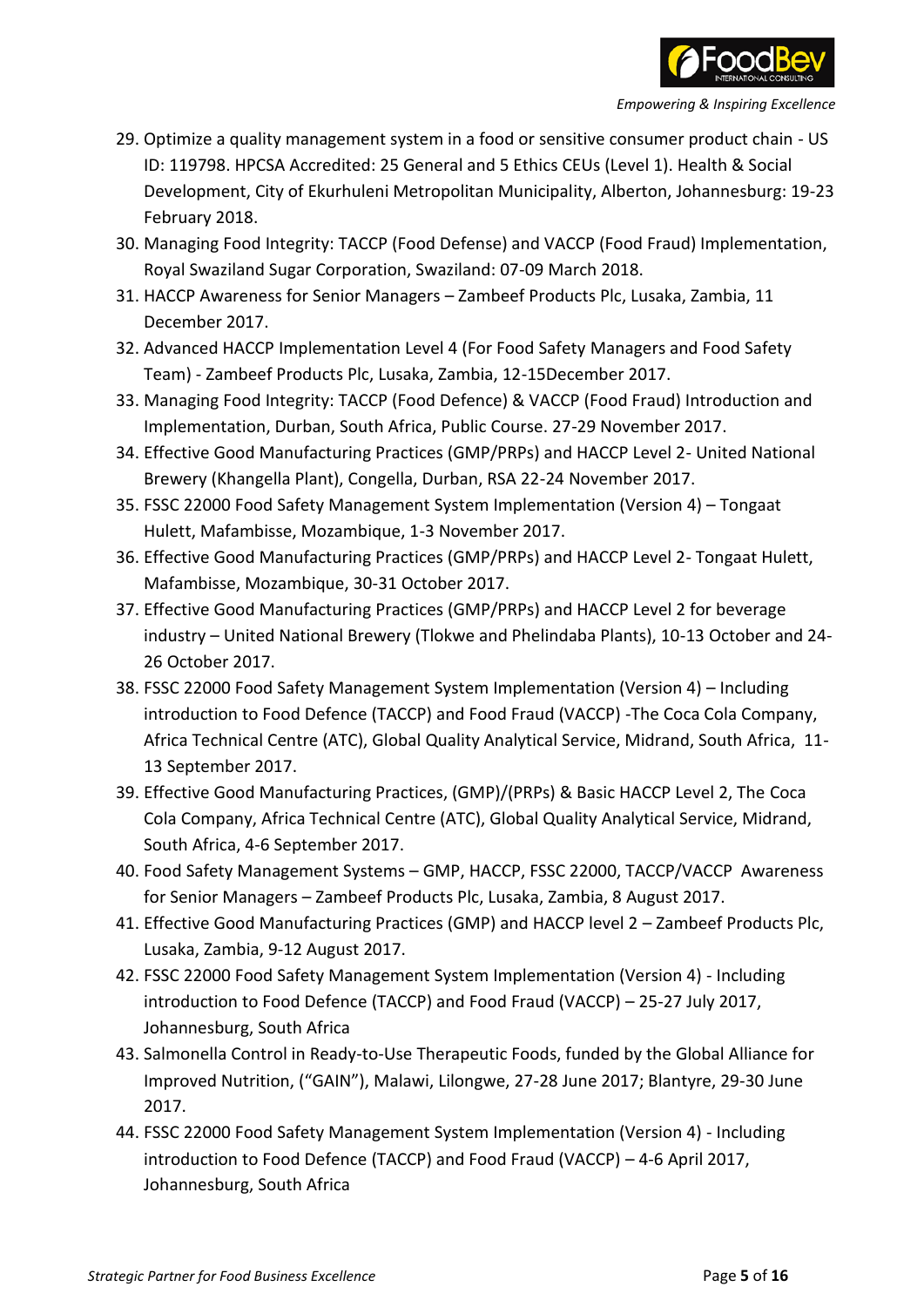29. Optimize a quality management system in a food or sensitive consumer product chain - US ID: 119798. HPCSA Accredited: 25 General and 5 Ethics CEUs (Level 1). Health & Social Development, City of Ekurhuleni Metropolitan Municipality, Alberton, Johannesburg: 19-23 February 2018.
30. Managing Food Integrity: TACCP (Food Defense) and VACCP (Food Fraud) Implementation, Royal Swaziland Sugar Corporation, Swaziland: 07-09 March 2018.
31. HACCP Awareness for Senior Managers – Zambeef Products Plc, Lusaka, Zambia, 11 December 2017.
32. Advanced HACCP Implementation Level 4 (For Food Safety Managers and Food Safety Team) - Zambeef Products Plc, Lusaka, Zambia, 12-15December 2017.
33. Managing Food Integrity: TACCP (Food Defence) & VACCP (Food Fraud) Introduction and Implementation, Durban, South Africa, Public Course. 27-29 November 2017.
34. Effective Good Manufacturing Practices (GMP/PRPs) and HACCP Level 2- United National Brewery (Khangella Plant), Congella, Durban, RSA 22-24 November 2017.
35. FSSC 22000 Food Safety Management System Implementation (Version 4) – Tongaat Hulett, Mafambisse, Mozambique, 1-3 November 2017.
36. Effective Good Manufacturing Practices (GMP/PRPs) and HACCP Level 2- Tongaat Hulett, Mafambisse, Mozambique, 30-31 October 2017.
37. Effective Good Manufacturing Practices (GMP/PRPs) and HACCP Level 2 for beverage industry – United National Brewery (Tlokwe and Phelindaba Plants), 10-13 October and 24-26 October 2017.
38. FSSC 22000 Food Safety Management System Implementation (Version 4) – Including introduction to Food Defence (TACCP) and Food Fraud (VACCP) -The Coca Cola Company, Africa Technical Centre (ATC), Global Quality Analytical Service, Midrand, South Africa, 11-13 September 2017.
39. Effective Good Manufacturing Practices, (GMP)/(PRPs) & Basic HACCP Level 2, The Coca Cola Company, Africa Technical Centre (ATC), Global Quality Analytical Service, Midrand, South Africa, 4-6 September 2017.
40. Food Safety Management Systems – GMP, HACCP, FSSC 22000, TACCP/VACCP Awareness for Senior Managers – Zambeef Products Plc, Lusaka, Zambia, 8 August 2017.
41. Effective Good Manufacturing Practices (GMP) and HACCP level 2 – Zambeef Products Plc, Lusaka, Zambia, 9-12 August 2017.
42. FSSC 22000 Food Safety Management System Implementation (Version 4) - Including introduction to Food Defence (TACCP) and Food Fraud (VACCP) – 25-27 July 2017, Johannesburg, South Africa
43. Salmonella Control in Ready-to-Use Therapeutic Foods, funded by the Global Alliance for Improved Nutrition, ("GAIN"), Malawi, Lilongwe, 27-28 June 2017; Blantyre, 29-30 June 2017.
44. FSSC 22000 Food Safety Management System Implementation (Version 4) - Including introduction to Food Defence (TACCP) and Food Fraud (VACCP) – 4-6 April 2017, Johannesburg, South Africa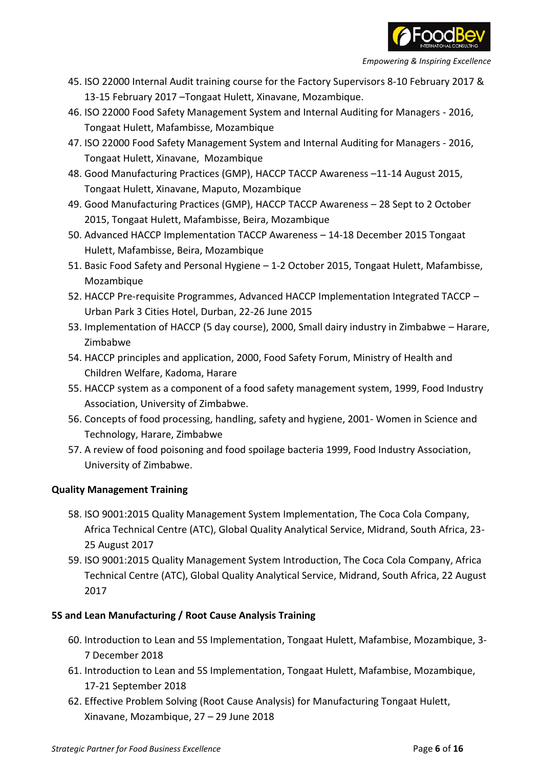45. ISO 22000 Internal Audit training course for the Factory Supervisors 8-10 February 2017 & 13-15 February 2017 –Tongaat Hulett, Xinavane, Mozambique.
46. ISO 22000 Food Safety Management System and Internal Auditing for Managers - 2016, Tongaat Hulett, Mafambisse, Mozambique
47. ISO 22000 Food Safety Management System and Internal Auditing for Managers - 2016, Tongaat Hulett, Xinavane, Mozambique
48. Good Manufacturing Practices (GMP), HACCP TACCP Awareness –11-14 August 2015, Tongaat Hulett, Xinavane, Maputo, Mozambique
49. Good Manufacturing Practices (GMP), HACCP TACCP Awareness – 28 Sept to 2 October 2015, Tongaat Hulett, Mafambisse, Beira, Mozambique
50. Advanced HACCP Implementation TACCP Awareness – 14-18 December 2015 Tongaat Hulett, Mafambisse, Beira, Mozambique
51. Basic Food Safety and Personal Hygiene – 1-2 October 2015, Tongaat Hulett, Mafambisse, Mozambique
52. HACCP Pre-requisite Programmes, Advanced HACCP Implementation Integrated TACCP – Urban Park 3 Cities Hotel, Durban, 22-26 June 2015
53. Implementation of HACCP (5 day course), 2000, Small dairy industry in Zimbabwe – Harare, Zimbabwe
54. HACCP principles and application, 2000, Food Safety Forum, Ministry of Health and Children Welfare, Kadoma, Harare
55. HACCP system as a component of a food safety management system, 1999, Food Industry Association, University of Zimbabwe.
56. Concepts of food processing, handling, safety and hygiene, 2001- Women in Science and Technology, Harare, Zimbabwe
57. A review of food poisoning and food spoilage bacteria 1999, Food Industry Association, University of Zimbabwe.

**Quality Management Training**

58. ISO 9001:2015 Quality Management System Implementation, The Coca Cola Company, Africa Technical Centre (ATC), Global Quality Analytical Service, Midrand, South Africa, 23-25 August 2017
59. ISO 9001:2015 Quality Management System Introduction, The Coca Cola Company, Africa Technical Centre (ATC), Global Quality Analytical Service, Midrand, South Africa, 22 August 2017

**5S and Lean Manufacturing / Root Cause Analysis Training**

60. Introduction to Lean and 5S Implementation, Tongaat Hulett, Mafambise, Mozambique, 3-7 December 2018
61. Introduction to Lean and 5S Implementation, Tongaat Hulett, Mafambise, Mozambique, 17-21 September 2018
62. Effective Problem Solving (Root Cause Analysis) for Manufacturing Tongaat Hulett, Xinavane, Mozambique, 27 – 29 June 2018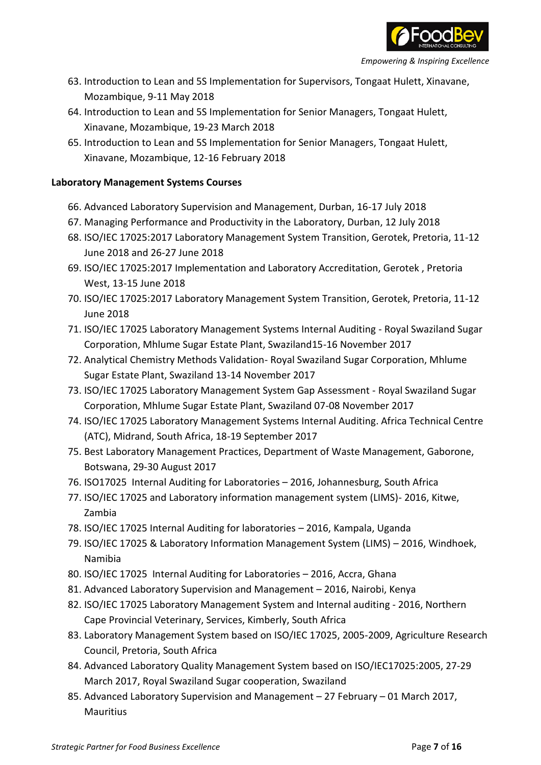63. Introduction to Lean and 5S Implementation for Supervisors, Tongaat Hulett, Xinavane, Mozambique, 9-11 May 2018
64. Introduction to Lean and 5S Implementation for Senior Managers, Tongaat Hulett, Xinavane, Mozambique, 19-23 March 2018
65. Introduction to Lean and 5S Implementation for Senior Managers, Tongaat Hulett, Xinavane, Mozambique, 12-16 February 2018

**Laboratory Management Systems Courses**

66. Advanced Laboratory Supervision and Management, Durban, 16-17 July 2018
67. Managing Performance and Productivity in the Laboratory, Durban, 12 July 2018
68. ISO/IEC 17025:2017 Laboratory Management System Transition, Gerotek, Pretoria, 11-12 June 2018 and 26-27 June 2018
69. ISO/IEC 17025:2017 Implementation and Laboratory Accreditation, Gerotek , Pretoria West, 13-15 June 2018
70. ISO/IEC 17025:2017 Laboratory Management System Transition, Gerotek, Pretoria, 11-12 June 2018
71. ISO/IEC 17025 Laboratory Management Systems Internal Auditing - Royal Swaziland Sugar Corporation, Mhlume Sugar Estate Plant, Swaziland15-16 November 2017
72. Analytical Chemistry Methods Validation- Royal Swaziland Sugar Corporation, Mhlume Sugar Estate Plant, Swaziland 13-14 November 2017
73. ISO/IEC 17025 Laboratory Management System Gap Assessment - Royal Swaziland Sugar Corporation, Mhlume Sugar Estate Plant, Swaziland 07-08 November 2017
74. ISO/IEC 17025 Laboratory Management Systems Internal Auditing. Africa Technical Centre (ATC), Midrand, South Africa, 18-19 September 2017
75. Best Laboratory Management Practices, Department of Waste Management, Gaborone, Botswana, 29-30 August 2017
76. ISO17025 Internal Auditing for Laboratories – 2016, Johannesburg, South Africa
77. ISO/IEC 17025 and Laboratory information management system (LIMS)- 2016, Kitwe, Zambia
78. ISO/IEC 17025 Internal Auditing for laboratories – 2016, Kampala, Uganda
79. ISO/IEC 17025 & Laboratory Information Management System (LIMS) – 2016, Windhoek, Namibia
80. ISO/IEC 17025 Internal Auditing for Laboratories – 2016, Accra, Ghana
81. Advanced Laboratory Supervision and Management – 2016, Nairobi, Kenya
82. ISO/IEC 17025 Laboratory Management System and Internal auditing - 2016, Northern Cape Provincial Veterinary, Services, Kimberly, South Africa
83. Laboratory Management System based on ISO/IEC 17025, 2005-2009, Agriculture Research Council, Pretoria, South Africa
84. Advanced Laboratory Quality Management System based on ISO/IEC17025:2005, 27-29 March 2017, Royal Swaziland Sugar cooperation, Swaziland
85. Advanced Laboratory Supervision and Management – 27 February – 01 March 2017, Mauritius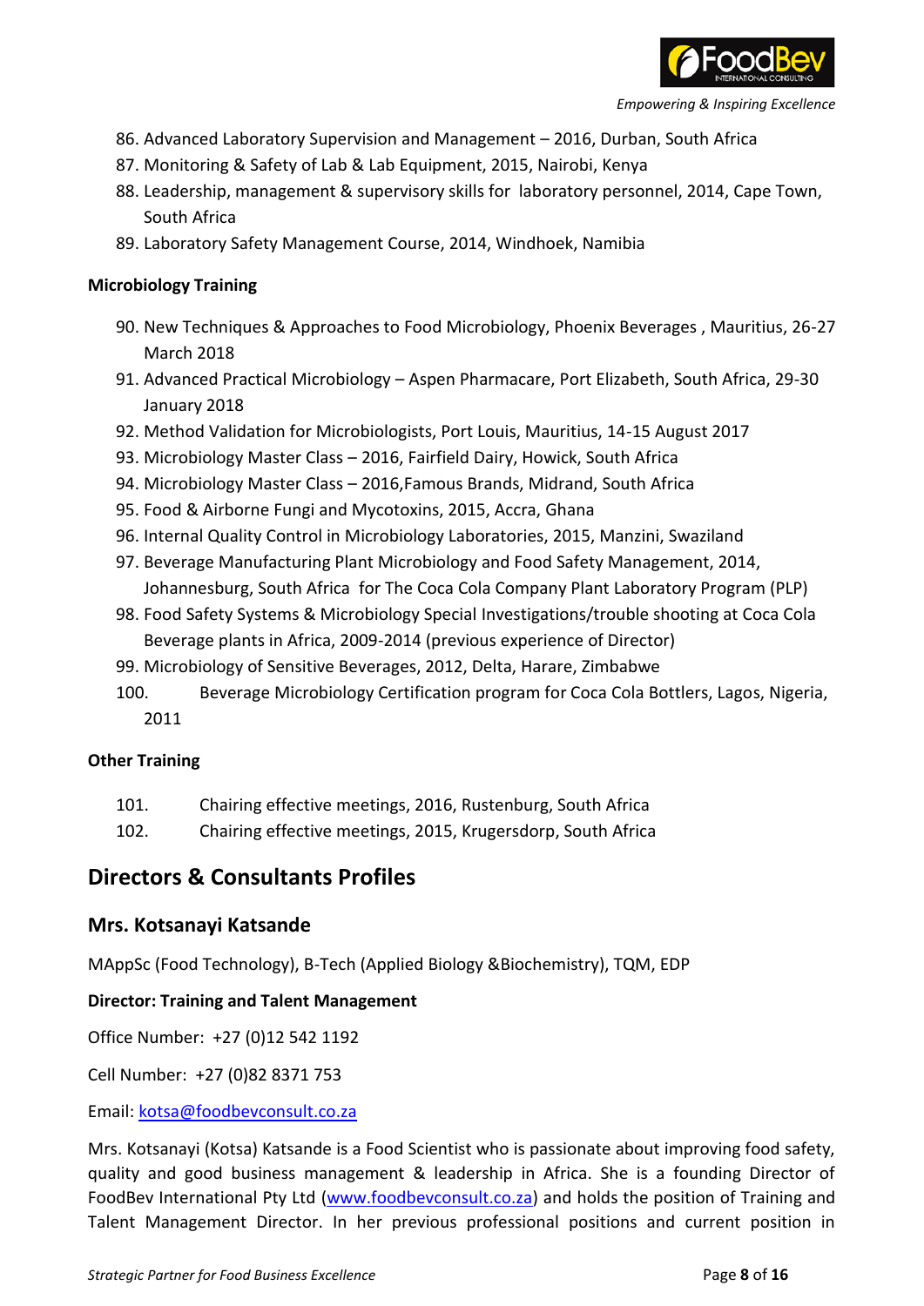86. Advanced Laboratory Supervision and Management – 2016, Durban, South Africa
87. Monitoring & Safety of Lab & Lab Equipment, 2015, Nairobi, Kenya
88. Leadership, management & supervisory skills for laboratory personnel, 2014, Cape Town, South Africa
89. Laboratory Safety Management Course, 2014, Windhoek, Namibia

**Microbiology Training**

90. New Techniques & Approaches to Food Microbiology, Phoenix Beverages , Mauritius, 26-27 March 2018
91. Advanced Practical Microbiology – Aspen Pharmacare, Port Elizabeth, South Africa, 29-30 January 2018
92. Method Validation for Microbiologists, Port Louis, Mauritius, 14-15 August 2017
93. Microbiology Master Class – 2016, Fairfield Dairy, Howick, South Africa
94. Microbiology Master Class – 2016,Famous Brands, Midrand, South Africa
95. Food & Airborne Fungi and Mycotoxins, 2015, Accra, Ghana
96. Internal Quality Control in Microbiology Laboratories, 2015, Manzini, Swaziland
97. Beverage Manufacturing Plant Microbiology and Food Safety Management, 2014, Johannesburg, South Africa for The Coca Cola Company Plant Laboratory Program (PLP)
98. Food Safety Systems & Microbiology Special Investigations/trouble shooting at Coca Cola Beverage plants in Africa, 2009-2014 (previous experience of Director)
99. Microbiology of Sensitive Beverages, 2012, Delta, Harare, Zimbabwe
100. Beverage Microbiology Certification program for Coca Cola Bottlers, Lagos, Nigeria, 2011

**Other Training**

101. Chairing effective meetings, 2016, Rustenburg, South Africa
102. Chairing effective meetings, 2015, Krugersdorp, South Africa

## Directors & Consultants Profiles

### Mrs. Kotsanayi Katsande

MAppSc (Food Technology), B-Tech (Applied Biology &Biochemistry), TQM, EDP

**Director: Training and Talent Management**

Office Number: +27 (0)12 542 1192

Cell Number: +27 (0)82 8371 753

Email: kotsa@foodbevconsult.co.za

Mrs. Kotsanayi (Kotsa) Katsande is a Food Scientist who is passionate about improving food safety, quality and good business management & leadership in Africa. She is a founding Director of FoodBev International Pty Ltd (www.foodbevconsult.co.za) and holds the position of Training and Talent Management Director. In her previous professional positions and current position in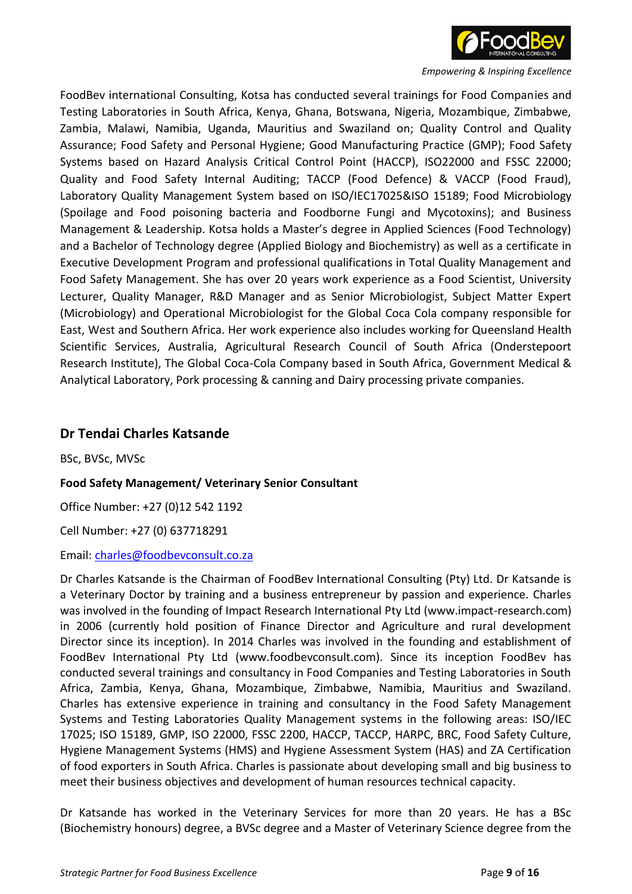FoodBev international Consulting, Kotsa has conducted several trainings for Food Companies and Testing Laboratories in South Africa, Kenya, Ghana, Botswana, Nigeria, Mozambique, Zimbabwe, Zambia, Malawi, Namibia, Uganda, Mauritius and Swaziland on; Quality Control and Quality Assurance; Food Safety and Personal Hygiene; Good Manufacturing Practice (GMP); Food Safety Systems based on Hazard Analysis Critical Control Point (HACCP), ISO22000 and FSSC 22000; Quality and Food Safety Internal Auditing; TACCP (Food Defence) & VACCP (Food Fraud), Laboratory Quality Management System based on ISO/IEC17025&ISO 15189; Food Microbiology (Spoilage and Food poisoning bacteria and Foodborne Fungi and Mycotoxins); and Business Management & Leadership. Kotsa holds a Master's degree in Applied Sciences (Food Technology) and a Bachelor of Technology degree (Applied Biology and Biochemistry) as well as a certificate in Executive Development Program and professional qualifications in Total Quality Management and Food Safety Management. She has over 20 years work experience as a Food Scientist, University Lecturer, Quality Manager, R&D Manager and as Senior Microbiologist, Subject Matter Expert (Microbiology) and Operational Microbiologist for the Global Coca Cola company responsible for East, West and Southern Africa. Her work experience also includes working for Queensland Health Scientific Services, Australia, Agricultural Research Council of South Africa (Onderstepoort Research Institute), The Global Coca-Cola Company based in South Africa, Government Medical & Analytical Laboratory, Pork processing & canning and Dairy processing private companies.

## Dr Tendai Charles Katsande

BSc, BVSc, MVSc

**Food Safety Management/ Veterinary Senior Consultant**

Office Number: +27 (0)12 542 1192

Cell Number: +27 (0) 637718291

Email: charles@foodbevconsult.co.za

Dr Charles Katsande is the Chairman of FoodBev International Consulting (Pty) Ltd. Dr Katsande is a Veterinary Doctor by training and a business entrepreneur by passion and experience. Charles was involved in the founding of Impact Research International Pty Ltd (www.impact-research.com) in 2006 (currently hold position of Finance Director and Agriculture and rural development Director since its inception). In 2014 Charles was involved in the founding and establishment of FoodBev International Pty Ltd (www.foodbevconsult.com). Since its inception FoodBev has conducted several trainings and consultancy in Food Companies and Testing Laboratories in South Africa, Zambia, Kenya, Ghana, Mozambique, Zimbabwe, Namibia, Mauritius and Swaziland. Charles has extensive experience in training and consultancy in the Food Safety Management Systems and Testing Laboratories Quality Management systems in the following areas: ISO/IEC 17025; ISO 15189, GMP, ISO 22000, FSSC 2200, HACCP, TACCP, HARPC, BRC, Food Safety Culture, Hygiene Management Systems (HMS) and Hygiene Assessment System (HAS) and ZA Certification of food exporters in South Africa. Charles is passionate about developing small and big business to meet their business objectives and development of human resources technical capacity.

Dr Katsande has worked in the Veterinary Services for more than 20 years. He has a BSc (Biochemistry honours) degree, a BVSc degree and a Master of Veterinary Science degree from the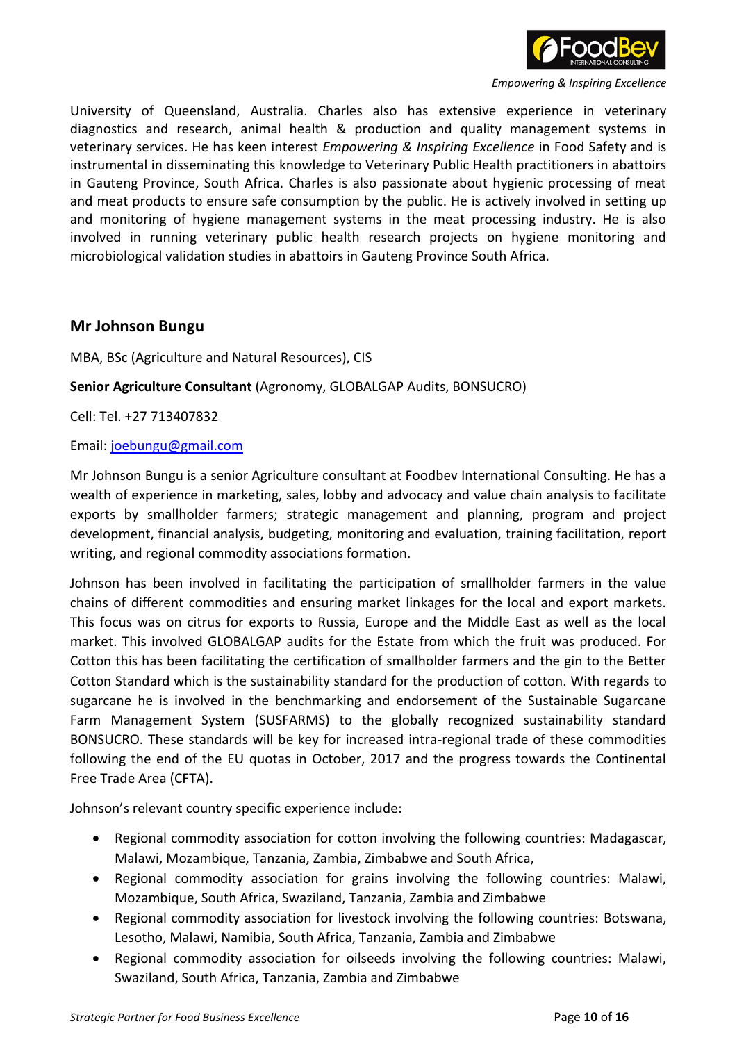University of Queensland, Australia. Charles also has extensive experience in veterinary diagnostics and research, animal health & production and quality management systems in veterinary services. He has keen interest *Empowering & Inspiring Excellence* in Food Safety and is instrumental in disseminating this knowledge to Veterinary Public Health practitioners in abattoirs in Gauteng Province, South Africa. Charles is also passionate about hygienic processing of meat and meat products to ensure safe consumption by the public. He is actively involved in setting up and monitoring of hygiene management systems in the meat processing industry. He is also involved in running veterinary public health research projects on hygiene monitoring and microbiological validation studies in abattoirs in Gauteng Province South Africa.

## Mr Johnson Bungu

MBA, BSc (Agriculture and Natural Resources), CIS

**Senior Agriculture Consultant** (Agronomy, GLOBALGAP Audits, BONSUCRO)

Cell: Tel. +27 713407832

Email: joebungu@gmail.com

Mr Johnson Bungu is a senior Agriculture consultant at Foodbev International Consulting. He has a wealth of experience in marketing, sales, lobby and advocacy and value chain analysis to facilitate exports by smallholder farmers; strategic management and planning, program and project development, financial analysis, budgeting, monitoring and evaluation, training facilitation, report writing, and regional commodity associations formation.

Johnson has been involved in facilitating the participation of smallholder farmers in the value chains of different commodities and ensuring market linkages for the local and export markets. This focus was on citrus for exports to Russia, Europe and the Middle East as well as the local market. This involved GLOBALGAP audits for the Estate from which the fruit was produced. For Cotton this has been facilitating the certification of smallholder farmers and the gin to the Better Cotton Standard which is the sustainability standard for the production of cotton. With regards to sugarcane he is involved in the benchmarking and endorsement of the Sustainable Sugarcane Farm Management System (SUSFARMS) to the globally recognized sustainability standard BONSUCRO. These standards will be key for increased intra-regional trade of these commodities following the end of the EU quotas in October, 2017 and the progress towards the Continental Free Trade Area (CFTA).

Johnson's relevant country specific experience include:

- Regional commodity association for cotton involving the following countries: Madagascar, Malawi, Mozambique, Tanzania, Zambia, Zimbabwe and South Africa,
- Regional commodity association for grains involving the following countries: Malawi, Mozambique, South Africa, Swaziland, Tanzania, Zambia and Zimbabwe
- Regional commodity association for livestock involving the following countries: Botswana, Lesotho, Malawi, Namibia, South Africa, Tanzania, Zambia and Zimbabwe
- Regional commodity association for oilseeds involving the following countries: Malawi, Swaziland, South Africa, Tanzania, Zambia and Zimbabwe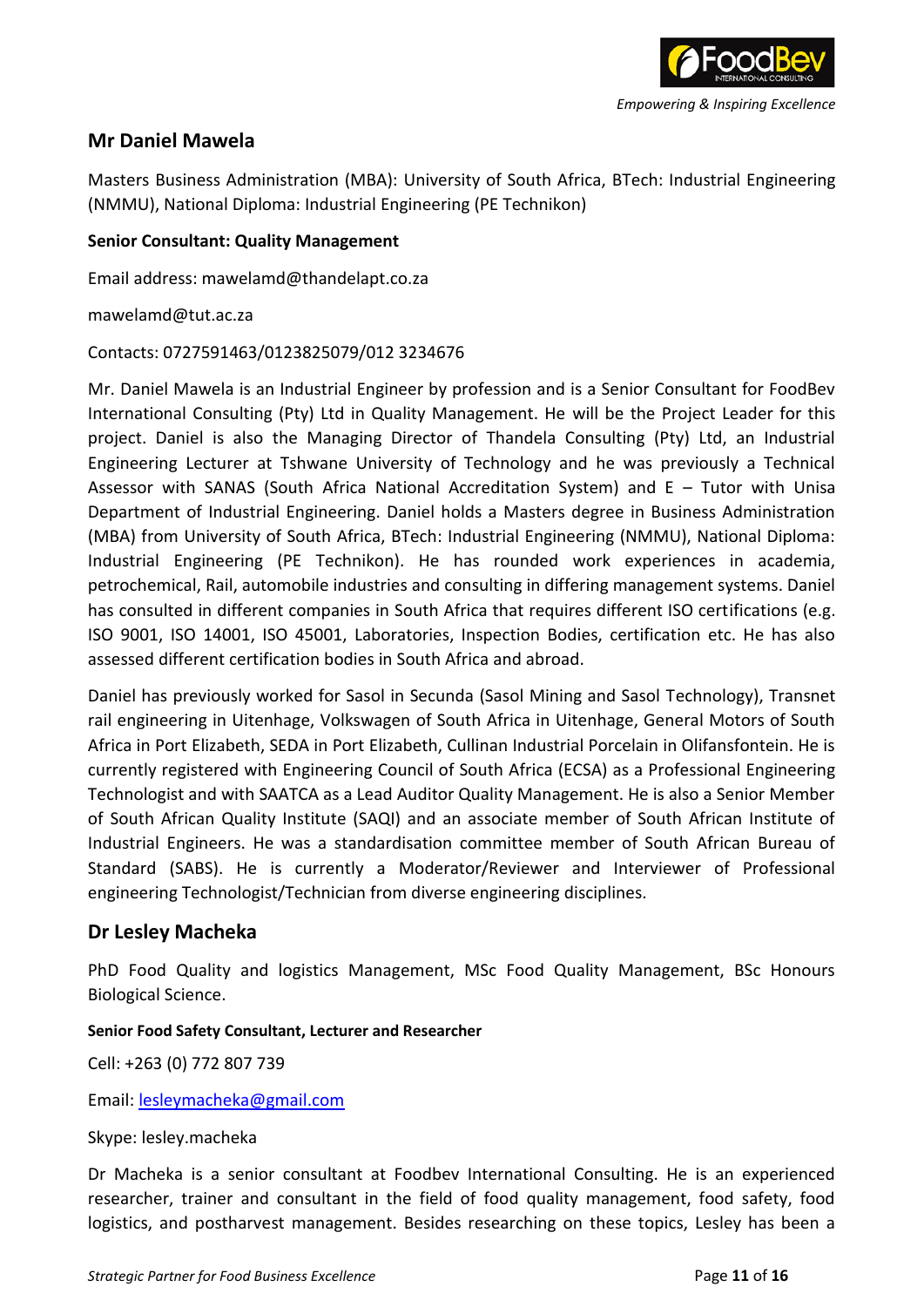## Mr Daniel Mawela

Masters Business Administration (MBA): University of South Africa, BTech: Industrial Engineering (NMMU), National Diploma: Industrial Engineering (PE Technikon)

**Senior Consultant: Quality Management**

Email address: mawelamd@thandelapt.co.za

mawelamd@tut.ac.za

Contacts: 0727591463/0123825079/012 3234676

Mr. Daniel Mawela is an Industrial Engineer by profession and is a Senior Consultant for FoodBev International Consulting (Pty) Ltd in Quality Management. He will be the Project Leader for this project. Daniel is also the Managing Director of Thandela Consulting (Pty) Ltd, an Industrial Engineering Lecturer at Tshwane University of Technology and he was previously a Technical Assessor with SANAS (South Africa National Accreditation System) and E – Tutor with Unisa Department of Industrial Engineering. Daniel holds a Masters degree in Business Administration (MBA) from University of South Africa, BTech: Industrial Engineering (NMMU), National Diploma: Industrial Engineering (PE Technikon). He has rounded work experiences in academia, petrochemical, Rail, automobile industries and consulting in differing management systems. Daniel has consulted in different companies in South Africa that requires different ISO certifications (e.g. ISO 9001, ISO 14001, ISO 45001, Laboratories, Inspection Bodies, certification etc. He has also assessed different certification bodies in South Africa and abroad.

Daniel has previously worked for Sasol in Secunda (Sasol Mining and Sasol Technology), Transnet rail engineering in Uitenhage, Volkswagen of South Africa in Uitenhage, General Motors of South Africa in Port Elizabeth, SEDA in Port Elizabeth, Cullinan Industrial Porcelain in Olifansfontein. He is currently registered with Engineering Council of South Africa (ECSA) as a Professional Engineering Technologist and with SAATCA as a Lead Auditor Quality Management. He is also a Senior Member of South African Quality Institute (SAQI) and an associate member of South African Institute of Industrial Engineers. He was a standardisation committee member of South African Bureau of Standard (SABS). He is currently a Moderator/Reviewer and Interviewer of Professional engineering Technologist/Technician from diverse engineering disciplines.

## Dr Lesley Macheka

PhD Food Quality and logistics Management, MSc Food Quality Management, BSc Honours Biological Science.

**Senior Food Safety Consultant, Lecturer and Researcher**

Cell: +263 (0) 772 807 739

Email: lesleymacheka@gmail.com

Skype: lesley.macheka

Dr Macheka is a senior consultant at Foodbev International Consulting. He is an experienced researcher, trainer and consultant in the field of food quality management, food safety, food logistics, and postharvest management. Besides researching on these topics, Lesley has been a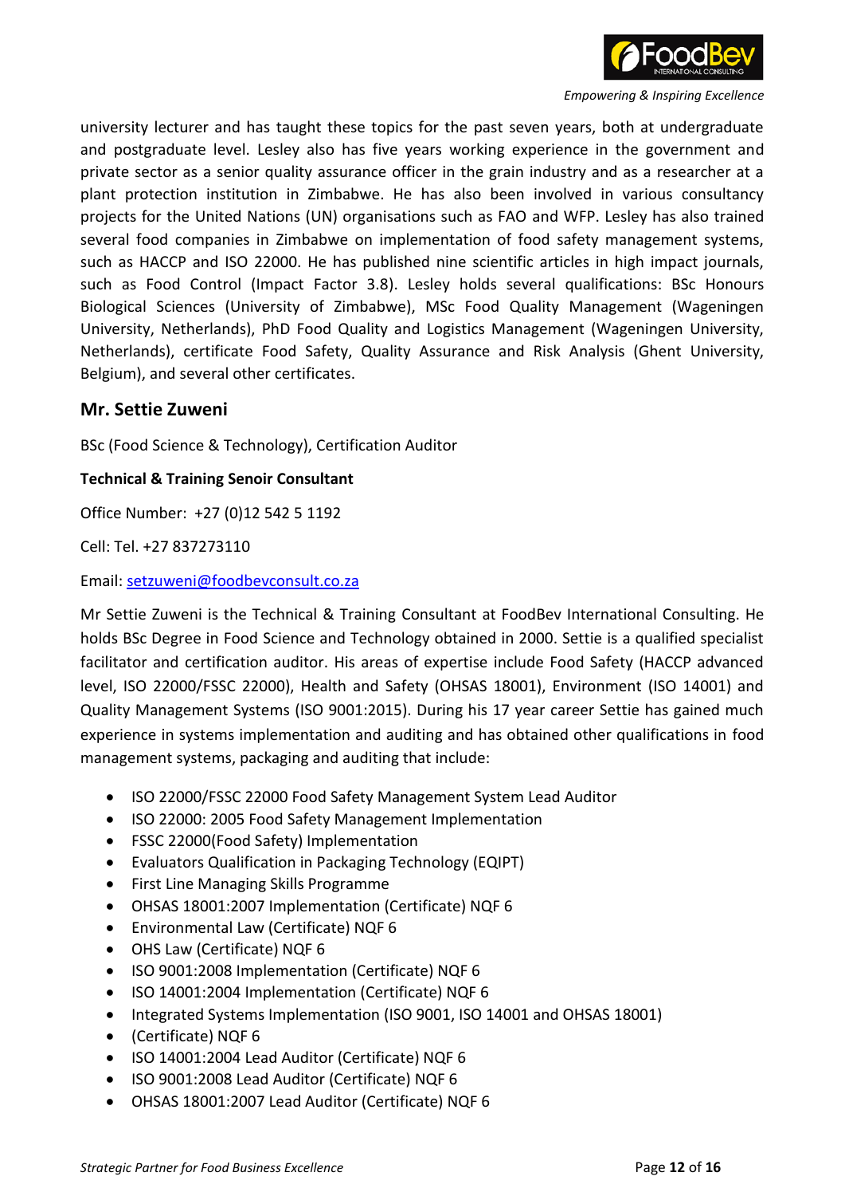university lecturer and has taught these topics for the past seven years, both at undergraduate and postgraduate level. Lesley also has five years working experience in the government and private sector as a senior quality assurance officer in the grain industry and as a researcher at a plant protection institution in Zimbabwe. He has also been involved in various consultancy projects for the United Nations (UN) organisations such as FAO and WFP. Lesley has also trained several food companies in Zimbabwe on implementation of food safety management systems, such as HACCP and ISO 22000. He has published nine scientific articles in high impact journals, such as Food Control (Impact Factor 3.8). Lesley holds several qualifications: BSc Honours Biological Sciences (University of Zimbabwe), MSc Food Quality Management (Wageningen University, Netherlands), PhD Food Quality and Logistics Management (Wageningen University, Netherlands), certificate Food Safety, Quality Assurance and Risk Analysis (Ghent University, Belgium), and several other certificates.

## Mr. Settie Zuweni

BSc (Food Science & Technology), Certification Auditor

**Technical & Training Senoir Consultant**

Office Number: +27 (0)12 542 5 1192

Cell: Tel. +27 837273110

Email: setzuweni@foodbevconsult.co.za

Mr Settie Zuweni is the Technical & Training Consultant at FoodBev International Consulting. He holds BSc Degree in Food Science and Technology obtained in 2000. Settie is a qualified specialist facilitator and certification auditor. His areas of expertise include Food Safety (HACCP advanced level, ISO 22000/FSSC 22000), Health and Safety (OHSAS 18001), Environment (ISO 14001) and Quality Management Systems (ISO 9001:2015). During his 17 year career Settie has gained much experience in systems implementation and auditing and has obtained other qualifications in food management systems, packaging and auditing that include:

- ISO 22000/FSSC 22000 Food Safety Management System Lead Auditor
- ISO 22000: 2005 Food Safety Management Implementation
- FSSC 22000(Food Safety) Implementation
- Evaluators Qualification in Packaging Technology (EQIPT)
- First Line Managing Skills Programme
- OHSAS 18001:2007 Implementation (Certificate) NQF 6
- Environmental Law (Certificate) NQF 6
- OHS Law (Certificate) NQF 6
- ISO 9001:2008 Implementation (Certificate) NQF 6
- ISO 14001:2004 Implementation (Certificate) NQF 6
- Integrated Systems Implementation (ISO 9001, ISO 14001 and OHSAS 18001)
- (Certificate) NQF 6
- ISO 14001:2004 Lead Auditor (Certificate) NQF 6
- ISO 9001:2008 Lead Auditor (Certificate) NQF 6
- OHSAS 18001:2007 Lead Auditor (Certificate) NQF 6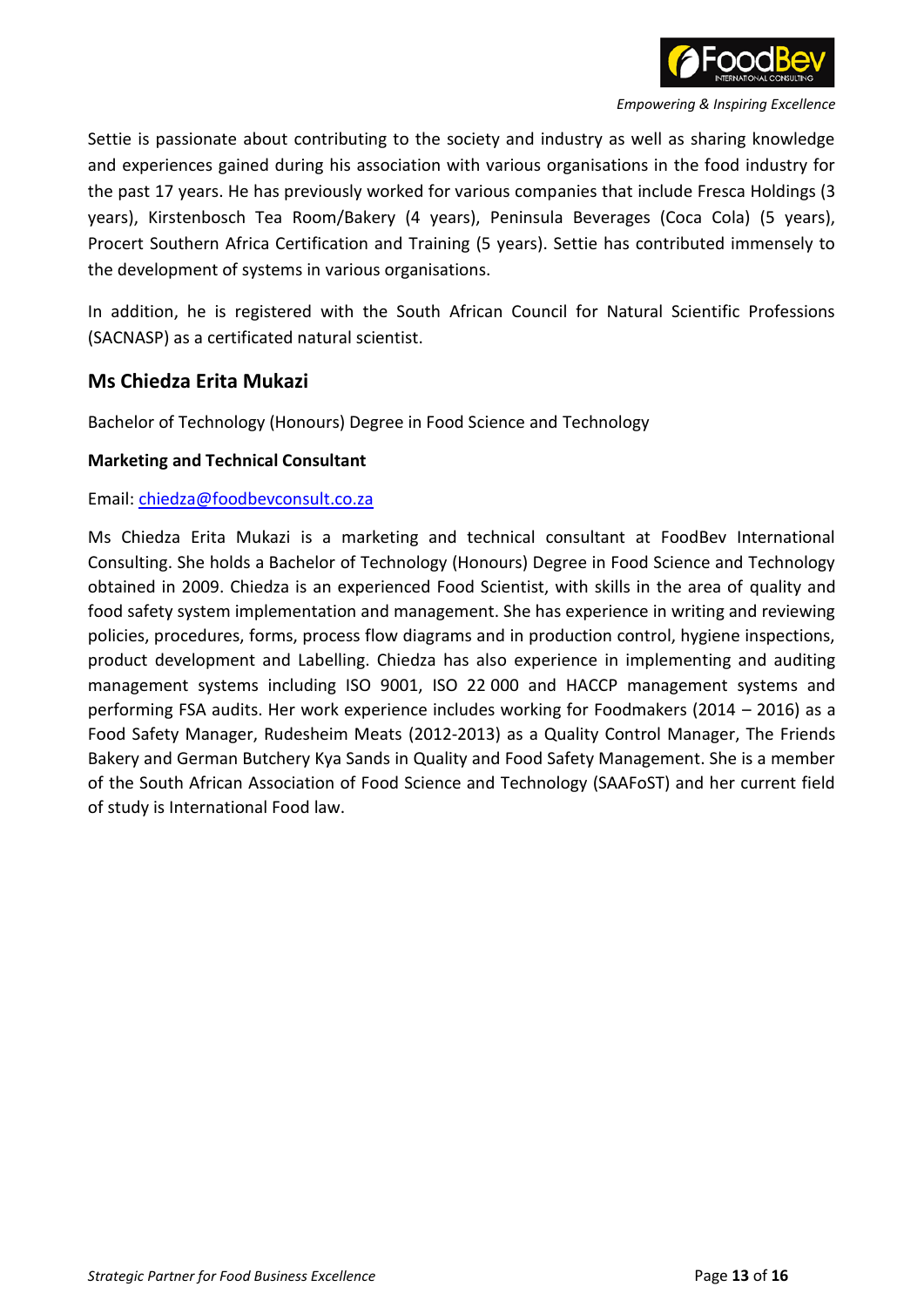Settie is passionate about contributing to the society and industry as well as sharing knowledge and experiences gained during his association with various organisations in the food industry for the past 17 years. He has previously worked for various companies that include Fresca Holdings (3 years), Kirstenbosch Tea Room/Bakery (4 years), Peninsula Beverages (Coca Cola) (5 years), Procert Southern Africa Certification and Training (5 years). Settie has contributed immensely to the development of systems in various organisations.

In addition, he is registered with the South African Council for Natural Scientific Professions (SACNASP) as a certificated natural scientist.

## Ms Chiedza Erita Mukazi

Bachelor of Technology (Honours) Degree in Food Science and Technology

**Marketing and Technical Consultant**

Email: chiedza@foodbevconsult.co.za

Ms Chiedza Erita Mukazi is a marketing and technical consultant at FoodBev International Consulting. She holds a Bachelor of Technology (Honours) Degree in Food Science and Technology obtained in 2009. Chiedza is an experienced Food Scientist, with skills in the area of quality and food safety system implementation and management. She has experience in writing and reviewing policies, procedures, forms, process flow diagrams and in production control, hygiene inspections, product development and Labelling. Chiedza has also experience in implementing and auditing management systems including ISO 9001, ISO 22 000 and HACCP management systems and performing FSA audits. Her work experience includes working for Foodmakers (2014 – 2016) as a Food Safety Manager, Rudesheim Meats (2012-2013) as a Quality Control Manager, The Friends Bakery and German Butchery Kya Sands in Quality and Food Safety Management. She is a member of the South African Association of Food Science and Technology (SAAFoST) and her current field of study is International Food law.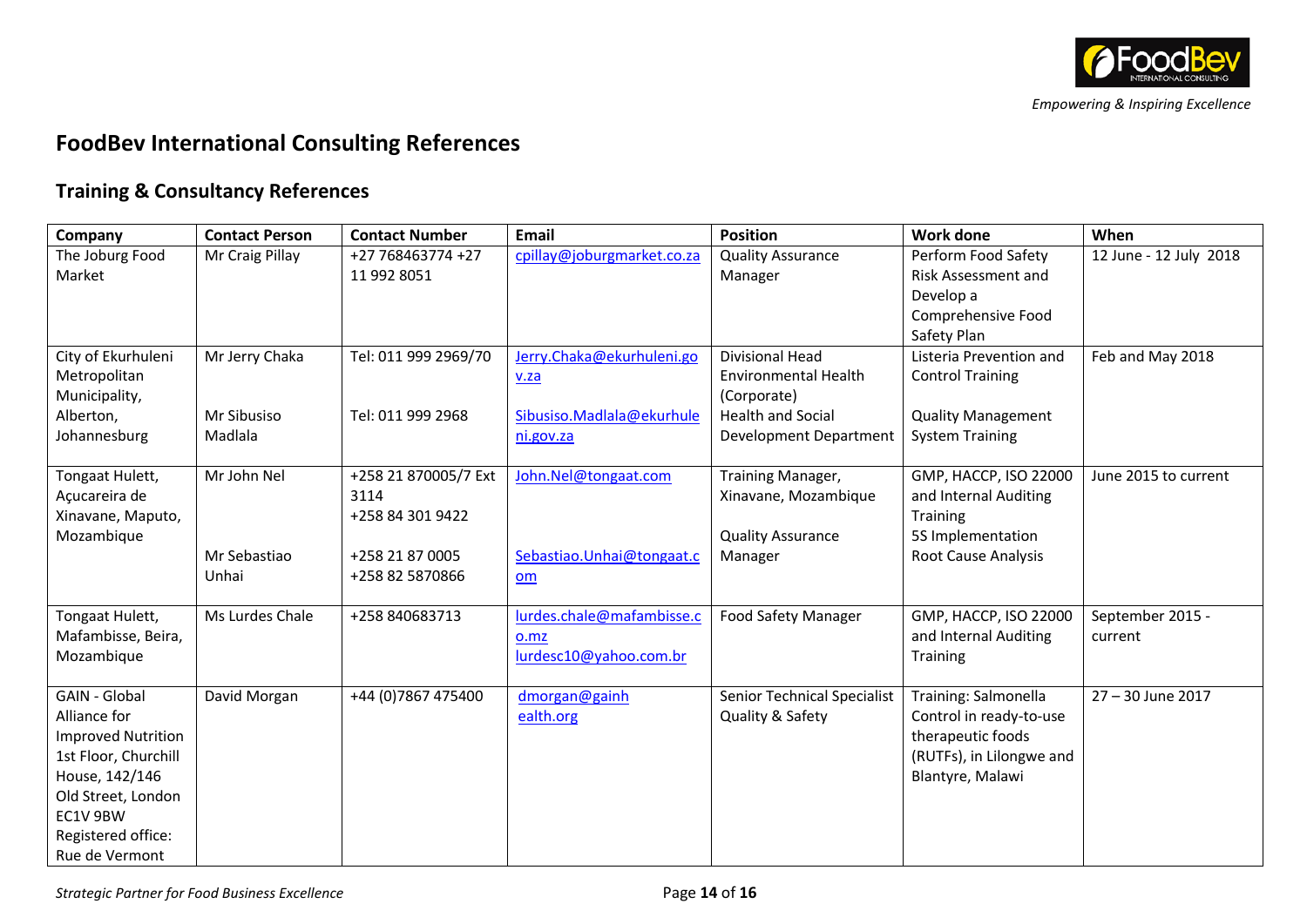*Empowering & Inspiring Excellence*

# FoodBev International Consulting References

## Training & Consultancy References

| Company | Contact Person | Contact Number | Email | Position | Work done | When |
|---|---|---|---|---|---|---|
| The Joburg Food Market | Mr Craig Pillay | +27 768463774 +27 11 992 8051 | cpillay@joburgmarket.co.za | Quality Assurance Manager | Perform Food Safety Risk Assessment and Develop a Comprehensive Food Safety Plan | 12 June - 12 July 2018 |
| City of Ekurhuleni Metropolitan Municipality, Alberton, Johannesburg | Mr Jerry Chaka<br><br>Mr Sibusiso Madlala | Tel: 011 999 2969/70<br><br>Tel: 011 999 2968 | Jerry.Chaka@ekurhuleni.gov.za<br><br>Sibusiso.Madlala@ekurhuleni.gov.za | Divisional Head Environmental Health (Corporate)<br>Health and Social Development Department | Listeria Prevention and Control Training<br><br>Quality Management System Training | Feb and May 2018 |
| Tongaat Hulett, Açucareira de Xinavane, Maputo, Mozambique | Mr John Nel<br><br>Mr Sebastiao Unhai | +258 21 870005/7 Ext 3114<br>+258 84 301 9422<br><br>+258 21 87 0005<br>+258 82 5870866 | John.Nel@tongaat.com<br><br>Sebastiao.Unhai@tongaat.com | Training Manager, Xinavane, Mozambique<br><br>Quality Assurance Manager | GMP, HACCP, ISO 22000 and Internal Auditing Training<br>5S Implementation<br>Root Cause Analysis | June 2015 to current |
| Tongaat Hulett, Mafambisse, Beira, Mozambique | Ms Lurdes Chale | +258 840683713 | lurdes.chale@mafambisse.co.mz<br>lurdesc10@yahoo.com.br | Food Safety Manager | GMP, HACCP, ISO 22000 and Internal Auditing Training | September 2015 - current |
| GAIN - Global Alliance for Improved Nutrition 1st Floor, Churchill House, 142/146 Old Street, London EC1V 9BW Registered office: Rue de Vermont | David Morgan | +44 (0)7867 475400 | dmorgan@gainhealth.org | Senior Technical Specialist Quality & Safety | Training: Salmonella Control in ready-to-use therapeutic foods (RUTFs), in Lilongwe and Blantyre, Malawi | 27 – 30 June 2017 |

*Strategic Partner for Food Business Excellence*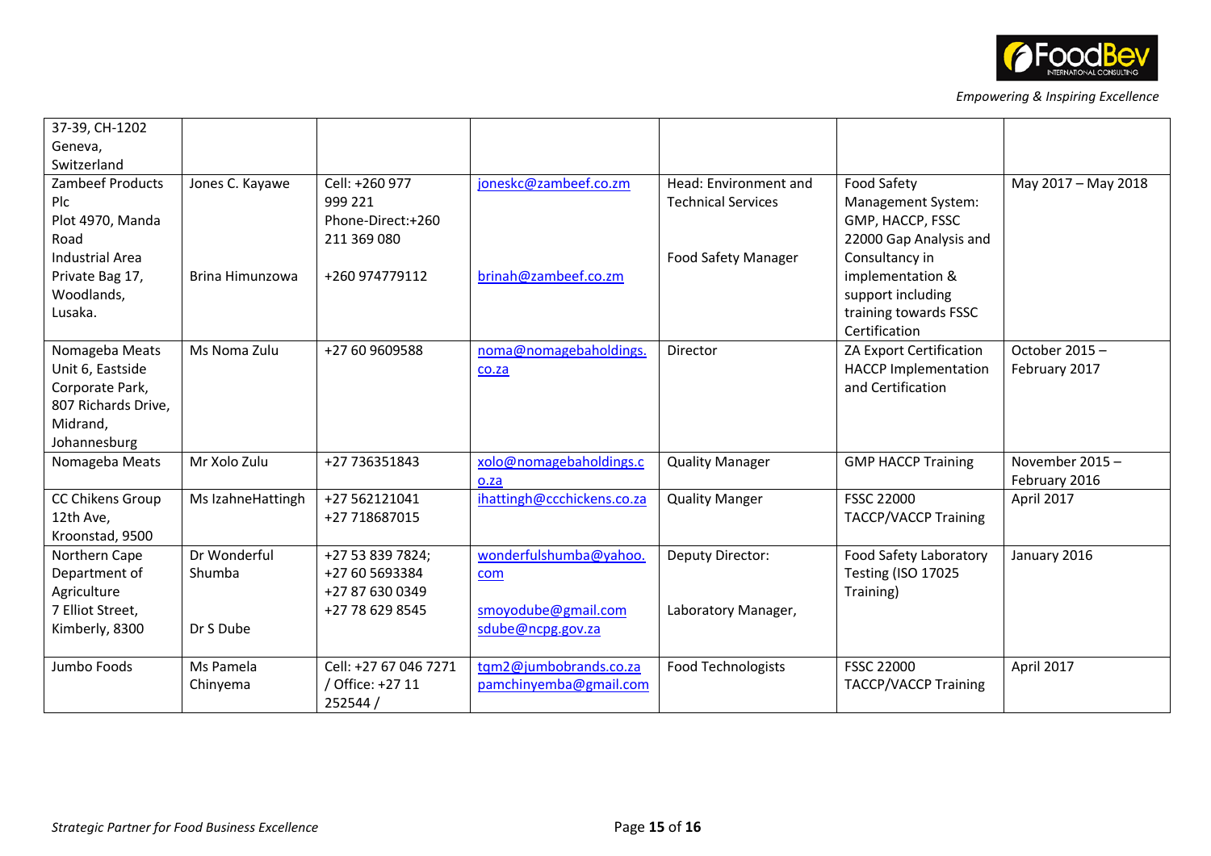| | | | | | | |
|---|---|---|---|---|---|---|
| 37-39, CH-1202 Geneva, Switzerland | | | | | | |
| Zambeef Products Plc Plot 4970, Manda Road Industrial Area Private Bag 17, Woodlands, Lusaka. | Jones C. Kayawe<br><br>Brina Himunzowa | Cell: +260 977 999 221 Phone-Direct:+260 211 369 080<br><br>+260 974779112 | joneskc@zambeef.co.zm<br><br>brinah@zambeef.co.zm | Head: Environment and Technical Services<br><br>Food Safety Manager | Food Safety Management System: GMP, HACCP, FSSC 22000 Gap Analysis and Consultancy in implementation & support including training towards FSSC Certification | May 2017 – May 2018 |
| Nomageba Meats Unit 6, Eastside Corporate Park, 807 Richards Drive, Midrand, Johannesburg | Ms Noma Zulu | +27 60 9609588 | noma@nomagebaholdings.co.za | Director | ZA Export Certification HACCP Implementation and Certification | October 2015 – February 2017 |
| Nomageba Meats | Mr Xolo Zulu | +27 736351843 | xolo@nomagebaholdings.co.za | Quality Manager | GMP HACCP Training | November 2015 – February 2016 |
| CC Chikens Group 12th Ave, Kroonstad, 9500 | Ms IzahneHattingh | +27 562121041<br>+27 718687015 | ihattingh@ccchickens.co.za | Quality Manger | FSSC 22000 TACCP/VACCP Training | April 2017 |
| Northern Cape Department of Agriculture 7 Elliot Street, Kimberly, 8300 | Dr Wonderful Shumba<br><br>Dr S Dube | +27 53 839 7824;<br>+27 60 5693384<br>+27 87 630 0349<br>+27 78 629 8545 | wonderfulshumba@yahoo.com<br><br>smoyodube@gmail.com<br>sdube@ncpg.gov.za | Deputy Director:<br><br>Laboratory Manager, | Food Safety Laboratory Testing (ISO 17025 Training) | January 2016 |
| Jumbo Foods | Ms Pamela Chinyema | Cell: +27 67 046 7271 / Office: +27 11 252544 / | tqm2@jumbobrands.co.za<br>pamchinyemba@gmail.com | Food Technologists | FSSC 22000 TACCP/VACCP Training | April 2017 |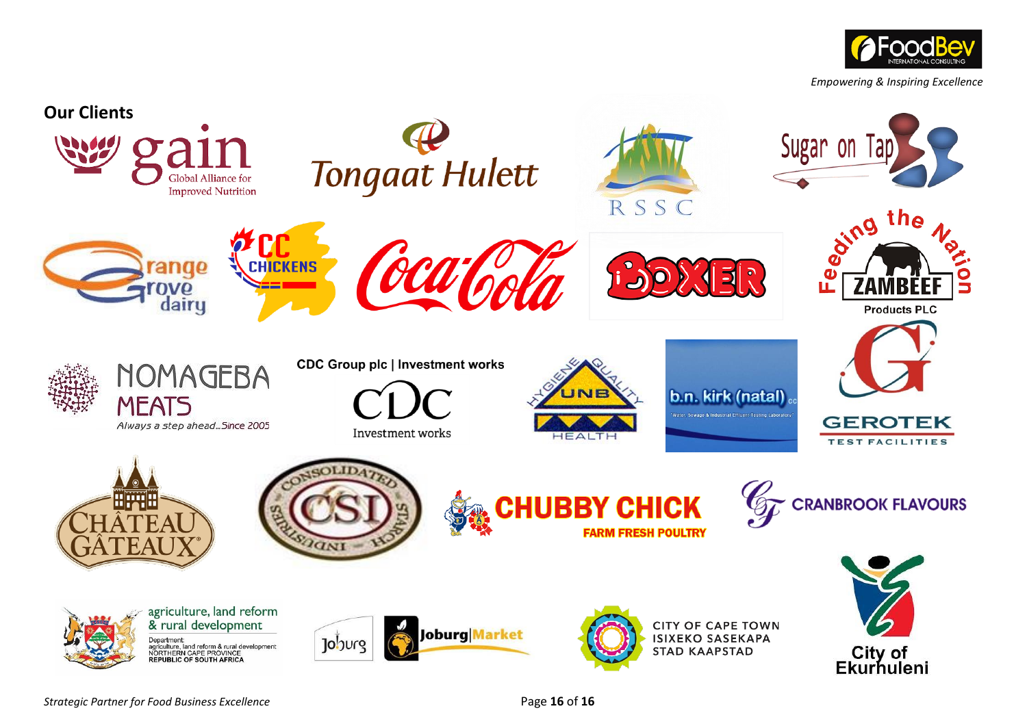## Our Clients

gain Global Alliance for Improved Nutrition

Tongaat Hulett

RSSC

Sugar on Tap

Orange Grove dairy

CC CHICKENS

Coca-Cola

BOXER

Feeding the Nation ZAMBEEF Products PLC

NOMAGEBA MEATS Always a step ahead...Since 2005

CDC Group plc | Investment works

CDC Investment works

HYGIENE QUALITY UNB HEALTH

b.n. kirk (natal) cc

"Water, Sewage & Industrial Effluent Testing Laboratory"

GEROTEK TEST FACILITIES

CHÂTEAU GÂTEAUX

CONSOLIDATED STARCH INDUSTRIES CSI

CHUBBY CHICK FARM FRESH POULTRY

CRANBROOK FLAVOURS

agriculture, land reform & rural development

Department: agriculture, land reform & rural development NORTHERN CAPE PROVINCE REPUBLIC OF SOUTH AFRICA

Joburg

Joburg|Market

CITY OF CAPE TOWN ISIXEKO SASEKAPA STAD KAAPSTAD

City of Ekurhuleni